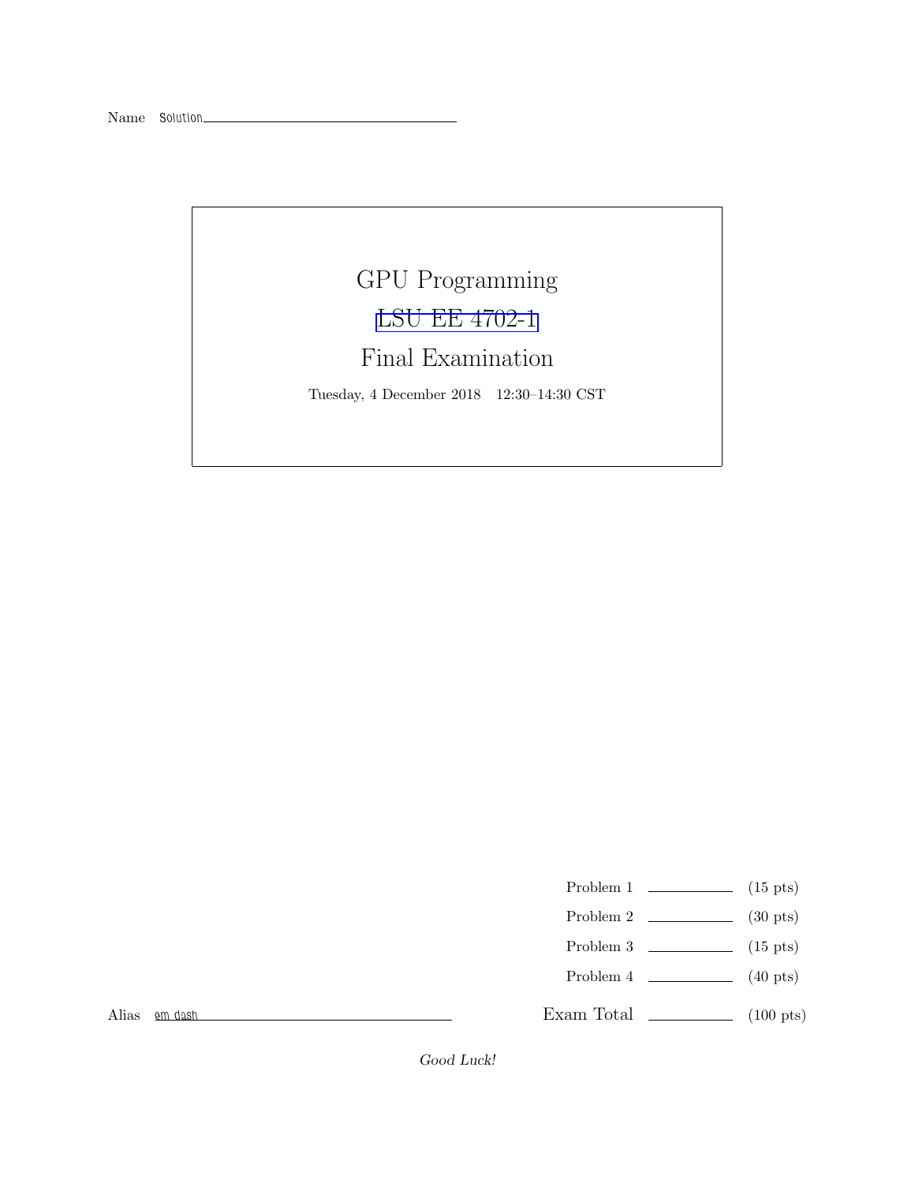Name Solution

# GPU Programming

LSU EE 4702-1

## Final Examination

Tuesday, 4 December 2018 12:30–14:30 CST

| | | |
|---|---|---|
| Problem 1 | | (15 pts) |
| Problem 2 | | (30 pts) |
| Problem 3 | | (15 pts) |
| Problem 4 | | (40 pts) |
| Exam Total | | (100 pts) |

Alias em dash

*Good Luck!*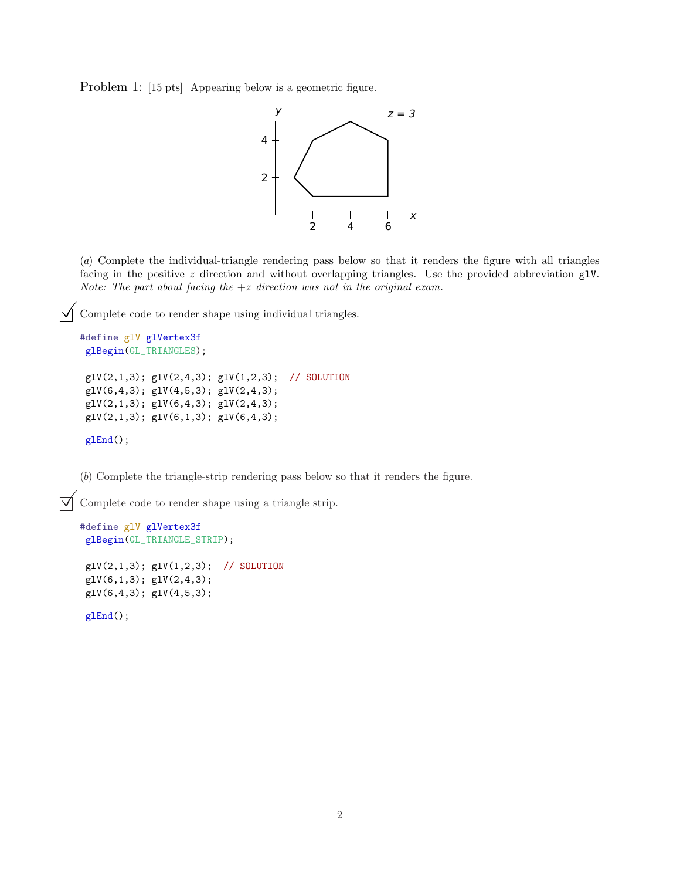Problem 1: [15 pts] Appearing below is a geometric figure.

(*a*) Complete the individual-triangle rendering pass below so that it renders the figure with all triangles facing in the positive $z$ direction and without overlapping triangles. Use the provided abbreviation glV. *Note: The part about facing the* $+z$ *direction was not in the original exam.*

☑ Complete code to render shape using individual triangles.

```
#define glV glVertex3f
 glBegin(GL_TRIANGLES);

 glV(2,1,3); glV(2,4,3); glV(1,2,3);  // SOLUTION
 glV(6,4,3); glV(4,5,3); glV(2,4,3);
 glV(2,1,3); glV(6,4,3); glV(2,4,3);
 glV(2,1,3); glV(6,1,3); glV(6,4,3);

 glEnd();
```

(*b*) Complete the triangle-strip rendering pass below so that it renders the figure.

☑ Complete code to render shape using a triangle strip.

```
#define glV glVertex3f
 glBegin(GL_TRIANGLE_STRIP);

 glV(2,1,3); glV(1,2,3);  // SOLUTION
 glV(6,1,3); glV(2,4,3);
 glV(6,4,3); glV(4,5,3);

 glEnd();
```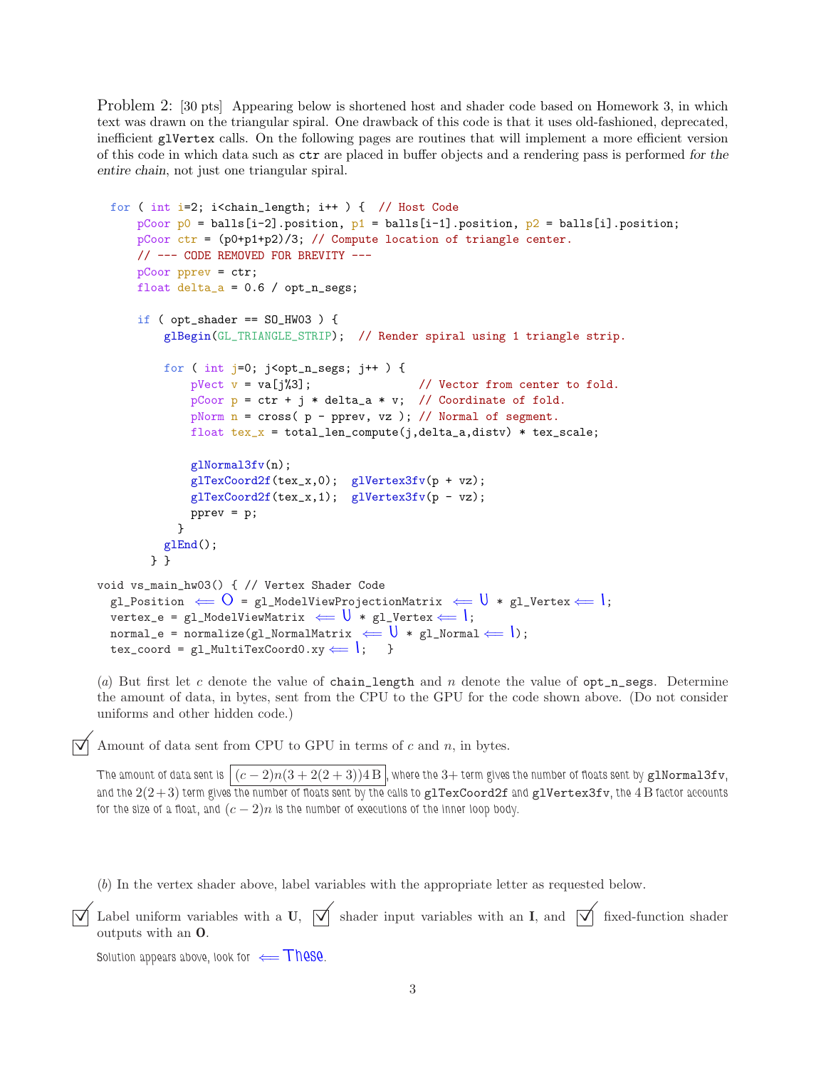Problem 2: [30 pts] Appearing below is shortened host and shader code based on Homework 3, in which text was drawn on the triangular spiral. One drawback of this code is that it uses old-fashioned, deprecated, inefficient `glVertex` calls. On the following pages are routines that will implement a more efficient version of this code in which data such as `ctr` are placed in buffer objects and a rendering pass is performed *for the entire chain*, not just one triangular spiral.

```
for ( int i=2; i<chain_length; i++ ) {  // Host Code
    pCoor p0 = balls[i-2].position, p1 = balls[i-1].position, p2 = balls[i].position;
    pCoor ctr = (p0+p1+p2)/3; // Compute location of triangle center.
    // --- CODE REMOVED FOR BREVITY ---
    pCoor pprev = ctr;
    float delta_a = 0.6 / opt_n_segs;

    if ( opt_shader == SO_HW03 ) {
        glBegin(GL_TRIANGLE_STRIP);  // Render spiral using 1 triangle strip.

        for ( int j=0; j<opt_n_segs; j++ ) {
            pVect v = va[j%3];                // Vector from center to fold.
            pCoor p = ctr + j * delta_a * v;  // Coordinate of fold.
            pNorm n = cross( p - pprev, vz ); // Normal of segment.
            float tex_x = total_len_compute(j,delta_a,distv) * tex_scale;

            glNormal3fv(n);
            glTexCoord2f(tex_x,0);  glVertex3fv(p + vz);
            glTexCoord2f(tex_x,1);  glVertex3fv(p - vz);
            pprev = p;
          }
        glEnd();
      } }

void vs_main_hw03() { // Vertex Shader Code
  gl_Position  <== O = gl_ModelViewProjectionMatrix  <== U * gl_Vertex <== I;
  vertex_e = gl_ModelViewMatrix  <== U * gl_Vertex <== I;
  normal_e = normalize(gl_NormalMatrix  <== U * gl_Normal <== I);
  tex_coord = gl_MultiTexCoord0.xy <== I;   }
```

(*a*) But first let $c$ denote the value of `chain_length` and $n$ denote the value of `opt_n_segs`. Determine the amount of data, in bytes, sent from the CPU to the GPU for the code shown above. (Do not consider uniforms and other hidden code.)

☑ Amount of data sent from CPU to GPU in terms of $c$ and $n$, in bytes.

The amount of data sent is $\boxed{(c-2)n(3+2(2+3))4\,\text{B}}$, where the $3+$ term gives the number of floats sent by `glNormal3fv`, and the $2(2+3)$ term gives the number of floats sent by the calls to `glTexCoord2f` and `glVertex3fv`, the $4\,\text{B}$ factor accounts for the size of a float, and $(c-2)n$ is the number of executions of the inner loop body.

(*b*) In the vertex shader above, label variables with the appropriate letter as requested below.

☑ Label uniform variables with a **U**, ☑ shader input variables with an **I**, and ☑ fixed-function shader outputs with an **O**.

Solution appears above, look for $\Longleftarrow$ These.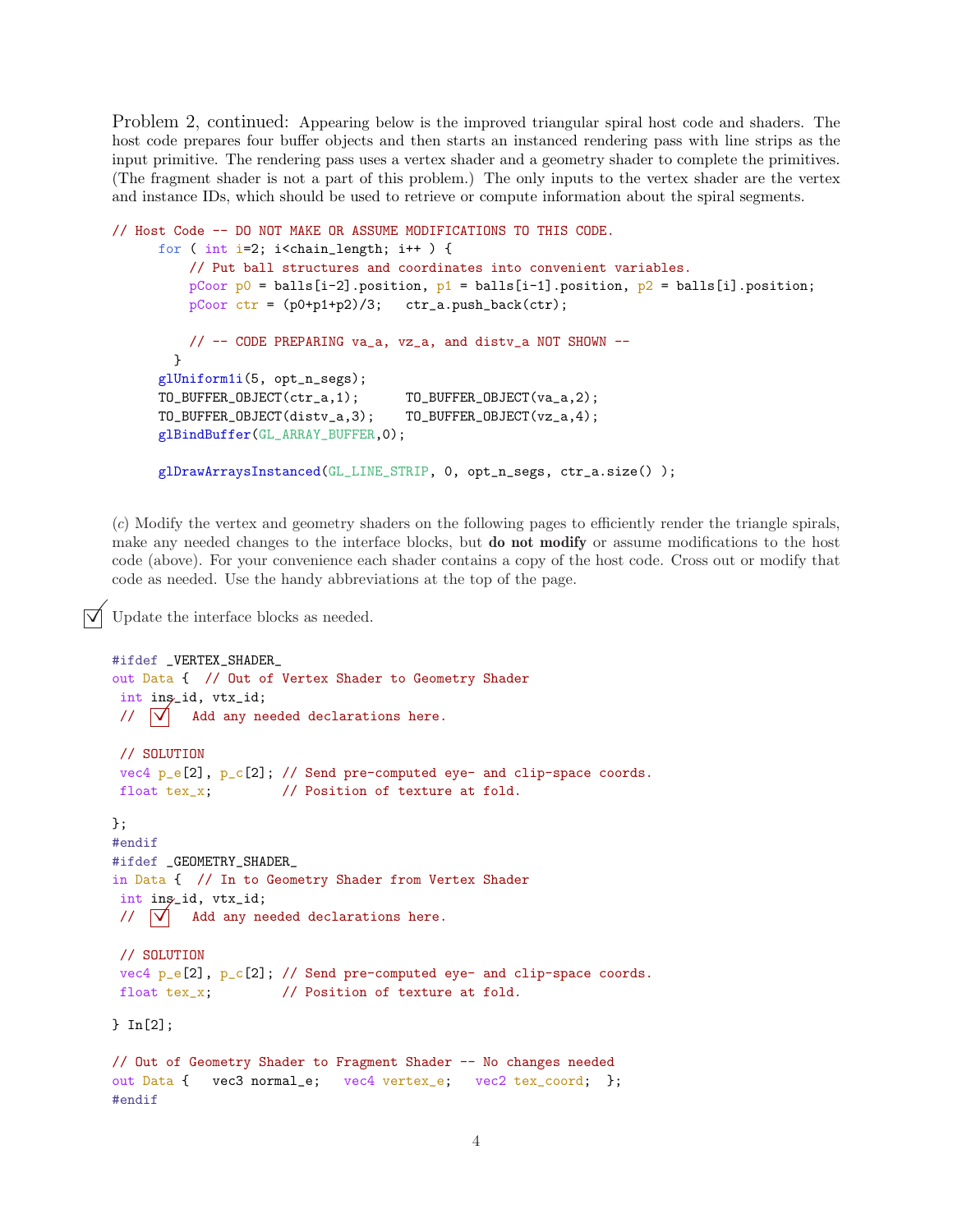Problem 2, continued: Appearing below is the improved triangular spiral host code and shaders. The host code prepares four buffer objects and then starts an instanced rendering pass with line strips as the input primitive. The rendering pass uses a vertex shader and a geometry shader to complete the primitives. (The fragment shader is not a part of this problem.) The only inputs to the vertex shader are the vertex and instance IDs, which should be used to retrieve or compute information about the spiral segments.

```
// Host Code -- DO NOT MAKE OR ASSUME MODIFICATIONS TO THIS CODE.
      for ( int i=2; i<chain_length; i++ ) {
          // Put ball structures and coordinates into convenient variables.
          pCoor p0 = balls[i-2].position, p1 = balls[i-1].position, p2 = balls[i].position;
          pCoor ctr = (p0+p1+p2)/3;   ctr_a.push_back(ctr);

          // -- CODE PREPARING va_a, vz_a, and distv_a NOT SHOWN --
        }
      glUniform1i(5, opt_n_segs);
      TO_BUFFER_OBJECT(ctr_a,1);      TO_BUFFER_OBJECT(va_a,2);
      TO_BUFFER_OBJECT(distv_a,3);    TO_BUFFER_OBJECT(vz_a,4);
      glBindBuffer(GL_ARRAY_BUFFER,0);

      glDrawArraysInstanced(GL_LINE_STRIP, 0, opt_n_segs, ctr_a.size() );
```

(*c*) Modify the vertex and geometry shaders on the following pages to efficiently render the triangle spirals, make any needed changes to the interface blocks, but **do not modify** or assume modifications to the host code (above). For your convenience each shader contains a copy of the host code. Cross out or modify that code as needed. Use the handy abbreviations at the top of the page.

☑ Update the interface blocks as needed.

```
#ifdef _VERTEX_SHADER_
out Data {  // Out of Vertex Shader to Geometry Shader
 int ins_id, vtx_id;
 //  ☑   Add any needed declarations here.

 // SOLUTION
 vec4 p_e[2], p_c[2]; // Send pre-computed eye- and clip-space coords.
 float tex_x;         // Position of texture at fold.

};
#endif
#ifdef _GEOMETRY_SHADER_
in Data {  // In to Geometry Shader from Vertex Shader
 int ins_id, vtx_id;
 //  ☑   Add any needed declarations here.

 // SOLUTION
 vec4 p_e[2], p_c[2]; // Send pre-computed eye- and clip-space coords.
 float tex_x;         // Position of texture at fold.

} In[2];

// Out of Geometry Shader to Fragment Shader -- No changes needed
out Data {   vec3 normal_e;   vec4 vertex_e;   vec2 tex_coord;  };
#endif
```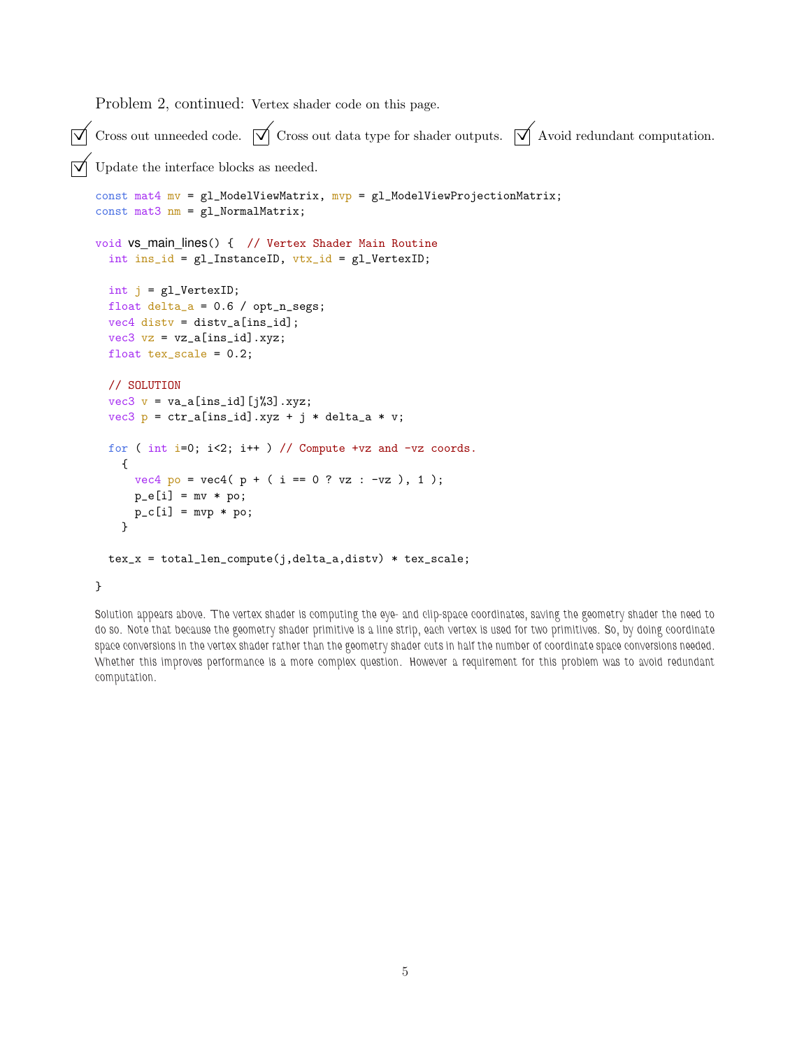Problem 2, continued: Vertex shader code on this page.

☑ Cross out unneeded code. ☑ Cross out data type for shader outputs. ☑ Avoid redundant computation.

☑ Update the interface blocks as needed.

```
const mat4 mv = gl_ModelViewMatrix, mvp = gl_ModelViewProjectionMatrix;
const mat3 nm = gl_NormalMatrix;

void vs_main_lines() {  // Vertex Shader Main Routine
  int ins_id = gl_InstanceID, vtx_id = gl_VertexID;

  int j = gl_VertexID;
  float delta_a = 0.6 / opt_n_segs;
  vec4 distv = distv_a[ins_id];
  vec3 vz = vz_a[ins_id].xyz;
  float tex_scale = 0.2;

  // SOLUTION
  vec3 v = va_a[ins_id][j%3].xyz;
  vec3 p = ctr_a[ins_id].xyz + j * delta_a * v;

  for ( int i=0; i<2; i++ ) // Compute +vz and -vz coords.
    {
      vec4 po = vec4( p + ( i == 0 ? vz : -vz ), 1 );
      p_e[i] = mv * po;
      p_c[i] = mvp * po;
    }

  tex_x = total_len_compute(j,delta_a,distv) * tex_scale;

}
```

Solution appears above. The vertex shader is computing the eye- and clip-space coordinates, saving the geometry shader the need to do so. Note that because the geometry shader primitive is a line strip, each vertex is used for two primitives. So, by doing coordinate space conversions in the vertex shader rather than the geometry shader cuts in half the number of coordinate space conversions needed. Whether this improves performance is a more complex question. However a requirement for this problem was to avoid redundant computation.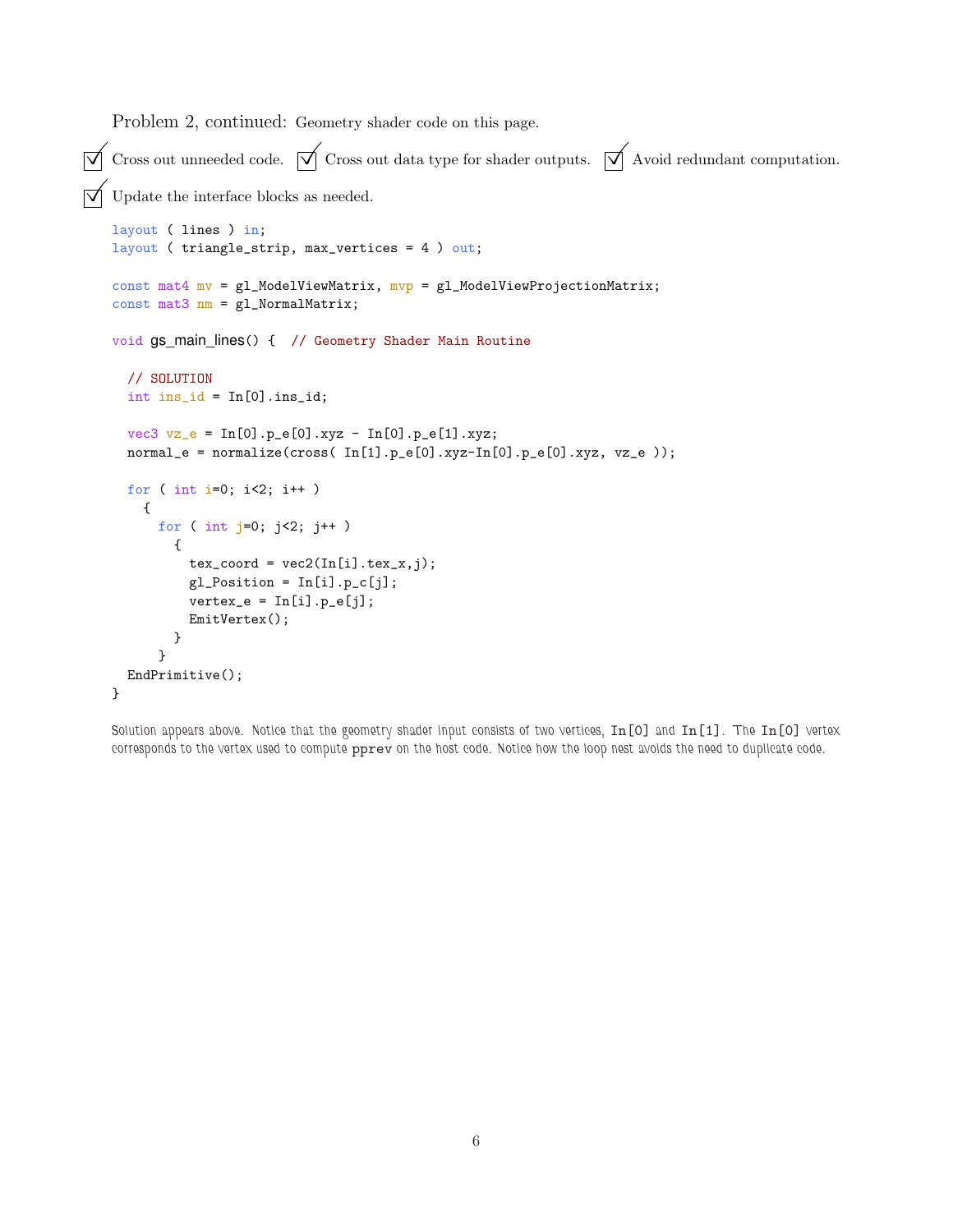Problem 2, continued: Geometry shader code on this page.

☑ Cross out unneeded code. ☑ Cross out data type for shader outputs. ☑ Avoid redundant computation.

☑ Update the interface blocks as needed.

```
layout ( lines ) in;
layout ( triangle_strip, max_vertices = 4 ) out;

const mat4 mv = gl_ModelViewMatrix, mvp = gl_ModelViewProjectionMatrix;
const mat3 nm = gl_NormalMatrix;

void gs_main_lines() {  // Geometry Shader Main Routine

  // SOLUTION
  int ins_id = In[0].ins_id;

  vec3 vz_e = In[0].p_e[0].xyz - In[0].p_e[1].xyz;
  normal_e = normalize(cross( In[1].p_e[0].xyz-In[0].p_e[0].xyz, vz_e ));

  for ( int i=0; i<2; i++ )
    {
      for ( int j=0; j<2; j++ )
        {
          tex_coord = vec2(In[i].tex_x,j);
          gl_Position = In[i].p_c[j];
          vertex_e = In[i].p_e[j];
          EmitVertex();
        }
      }
  EndPrimitive();
}
```

Solution appears above. Notice that the geometry shader input consists of two vertices, `In[0]` and `In[1]`. The `In[0]` vertex corresponds to the vertex used to compute `pprev` on the host code. Notice how the loop nest avoids the need to duplicate code.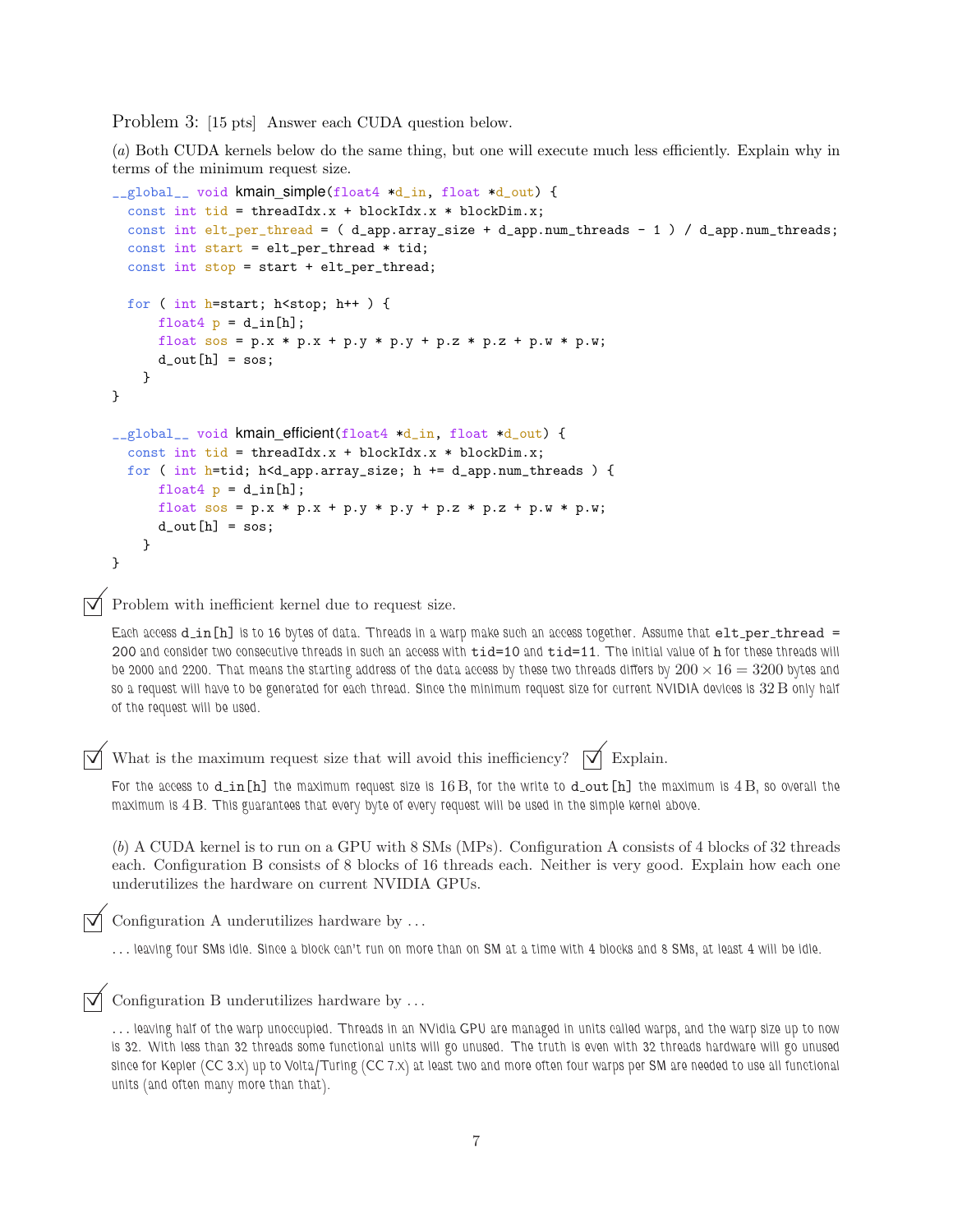Problem 3: [15 pts] Answer each CUDA question below.

(*a*) Both CUDA kernels below do the same thing, but one will execute much less efficiently. Explain why in terms of the minimum request size.

```
__global__ void kmain_simple(float4 *d_in, float *d_out) {
  const int tid = threadIdx.x + blockIdx.x * blockDim.x;
  const int elt_per_thread = ( d_app.array_size + d_app.num_threads - 1 ) / d_app.num_threads;
  const int start = elt_per_thread * tid;
  const int stop = start + elt_per_thread;

  for ( int h=start; h<stop; h++ ) {
      float4 p = d_in[h];
      float sos = p.x * p.x + p.y * p.y + p.z * p.z + p.w * p.w;
      d_out[h] = sos;
    }
}

__global__ void kmain_efficient(float4 *d_in, float *d_out) {
  const int tid = threadIdx.x + blockIdx.x * blockDim.x;
  for ( int h=tid; h<d_app.array_size; h += d_app.num_threads ) {
      float4 p = d_in[h];
      float sos = p.x * p.x + p.y * p.y + p.z * p.z + p.w * p.w;
      d_out[h] = sos;
    }
}
```

☑ Problem with inefficient kernel due to request size.

Each access `d_in[h]` is to 16 bytes of data. Threads in a warp make such an access together. Assume that `elt_per_thread = 200` and consider two consecutive threads in such an access with `tid=10` and `tid=11`. The initial value of `h` for these threads will be 2000 and 2200. That means the starting address of the data access by these two threads differs by $200 \times 16 = 3200$ bytes and so a request will have to be generated for each thread. Since the minimum request size for current NVIDIA devices is 32 B only half of the request will be used.

☑ What is the maximum request size that will avoid this inefficiency? ☑ Explain.

For the access to `d_in[h]` the maximum request size is 16 B, for the write to `d_out[h]` the maximum is 4 B, so overall the maximum is 4 B. This guarantees that every byte of every request will be used in the simple kernel above.

(*b*) A CUDA kernel is to run on a GPU with 8 SMs (MPs). Configuration A consists of 4 blocks of 32 threads each. Configuration B consists of 8 blocks of 16 threads each. Neither is very good. Explain how each one underutilizes the hardware on current NVIDIA GPUs.

☑ Configuration A underutilizes hardware by . . .

. . . leaving four SMs idle. Since a block can't run on more than on SM at a time with 4 blocks and 8 SMs, at least 4 will be idle.

☑ Configuration B underutilizes hardware by . . .

. . . leaving half of the warp unoccupied. Threads in an NVidia GPU are managed in units called warps, and the warp size up to now is 32. With less than 32 threads some functional units will go unused. The truth is even with 32 threads hardware will go unused since for Kepler (CC 3.x) up to Volta/Turing (CC 7.x) at least two and more often four warps per SM are needed to use all functional units (and often many more than that).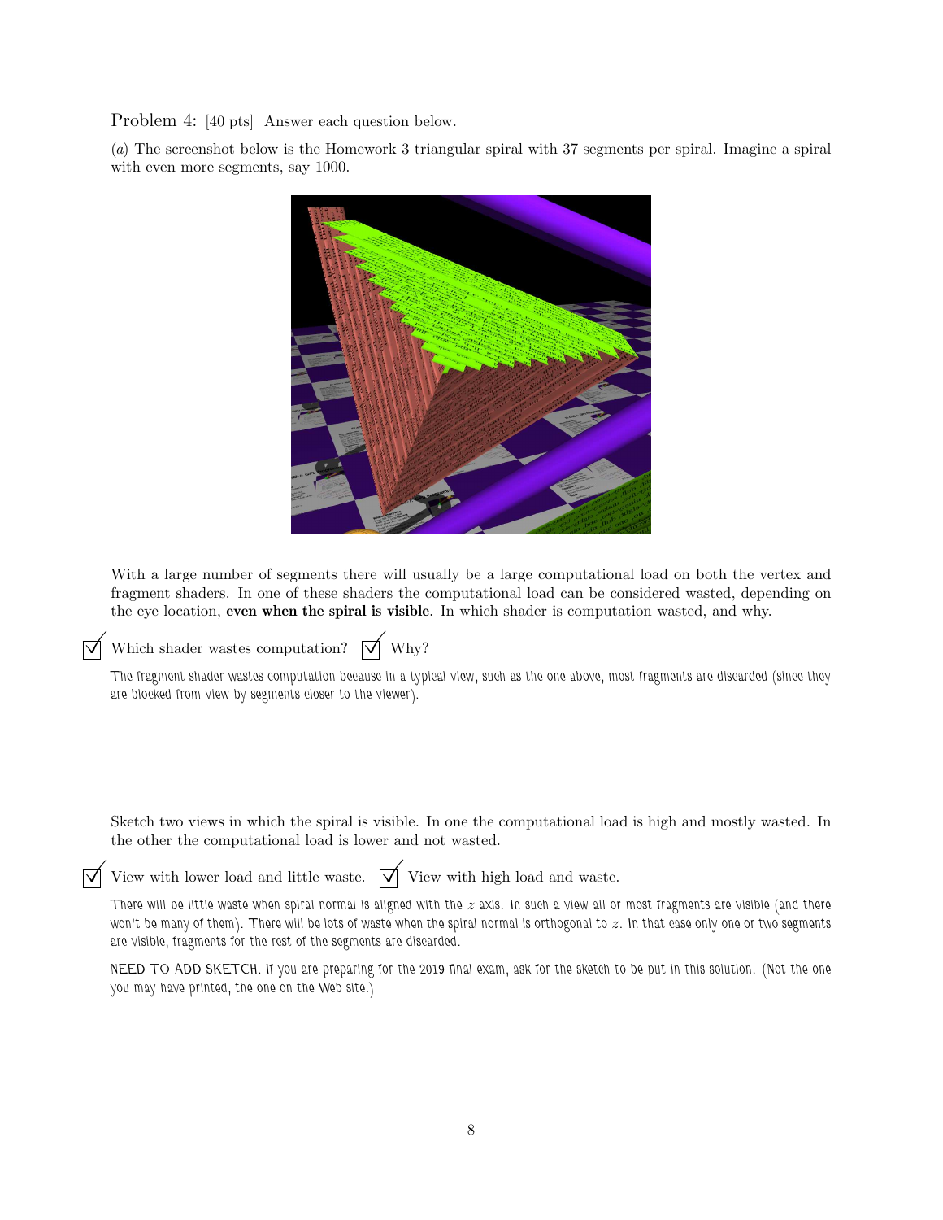Problem 4: [40 pts] Answer each question below.

(*a*) The screenshot below is the Homework 3 triangular spiral with 37 segments per spiral. Imagine a spiral with even more segments, say 1000.

With a large number of segments there will usually be a large computational load on both the vertex and fragment shaders. In one of these shaders the computational load can be considered wasted, depending on the eye location, **even when the spiral is visible**. In which shader is computation wasted, and why.

☑ Which shader wastes computation? ☑ Why?

The fragment shader wastes computation because in a typical view, such as the one above, most fragments are discarded (since they are blocked from view by segments closer to the viewer).

Sketch two views in which the spiral is visible. In one the computational load is high and mostly wasted. In the other the computational load is lower and not wasted.

☑ View with lower load and little waste. ☑ View with high load and waste.

There will be little waste when spiral normal is aligned with the $z$ axis. In such a view all or most fragments are visible (and there won't be many of them). There will be lots of waste when the spiral normal is orthogonal to $z$. In that case only one or two segments are visible, fragments for the rest of the segments are discarded.

NEED TO ADD SKETCH. If you are preparing for the 2019 final exam, ask for the sketch to be put in this solution. (Not the one you may have printed, the one on the Web site.)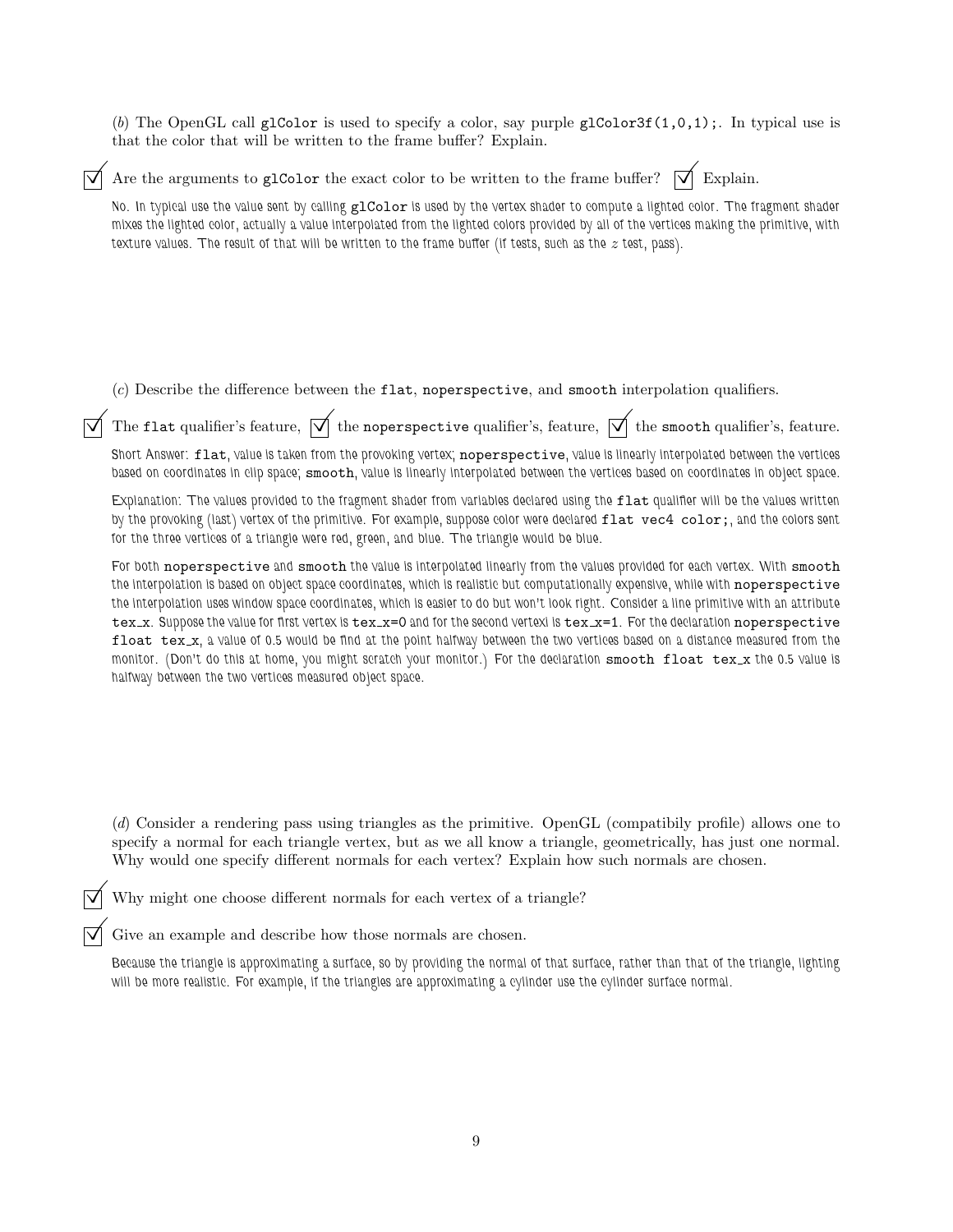(*b*) The OpenGL call `glColor` is used to specify a color, say purple `glColor3f(1,0,1);`. In typical use is that the color that will be written to the frame buffer? Explain.

☑ Are the arguments to `glColor` the exact color to be written to the frame buffer? ☑ Explain.

No. In typical use the value sent by calling `glColor` is used by the vertex shader to compute a lighted color. The fragment shader mixes the lighted color, actually a value interpolated from the lighted colors provided by all of the vertices making the primitive, with texture values. The result of that will be written to the frame buffer (if tests, such as the $z$ test, pass).

(*c*) Describe the difference between the `flat`, `noperspective`, and `smooth` interpolation qualifiers.

☑ The `flat` qualifier's feature, ☑ the `noperspective` qualifier's, feature, ☑ the `smooth` qualifier's, feature.

Short Answer: `flat`, value is taken from the provoking vertex; `noperspective`, value is linearly interpolated between the vertices based on coordinates in clip space; `smooth`, value is linearly interpolated between the vertices based on coordinates in object space.

Explanation: The values provided to the fragment shader from variables declared using the `flat` qualifier will be the values written by the provoking (last) vertex of the primitive. For example, suppose color were declared `flat vec4 color;`, and the colors sent for the three vertices of a triangle were red, green, and blue. The triangle would be blue.

For both `noperspective` and `smooth` the value is interpolated linearly from the values provided for each vertex. With `smooth` the interpolation is based on object space coordinates, which is realistic but computationally expensive, while with `noperspective` the interpolation uses window space coordinates, which is easier to do but won't look right. Consider a line primitive with an attribute `tex_x`. Suppose the value for first vertex is `tex_x=0` and for the second vertexl is `tex_x=1`. For the declaration `noperspective float tex_x`, a value of 0.5 would be find at the point halfway between the two vertices based on a distance measured from the monitor. (Don't do this at home, you might scratch your monitor.) For the declaration `smooth float tex_x` the 0.5 value is halfway between the two vertices measured object space.

(*d*) Consider a rendering pass using triangles as the primitive. OpenGL (compatibily profile) allows one to specify a normal for each triangle vertex, but as we all know a triangle, geometrically, has just one normal. Why would one specify different normals for each vertex? Explain how such normals are chosen.

☑ Why might one choose different normals for each vertex of a triangle?

☑ Give an example and describe how those normals are chosen.

Because the triangle is approximating a surface, so by providing the normal of that surface, rather than that of the triangle, lighting will be more realistic. For example, if the triangles are approximating a cylinder use the cylinder surface normal.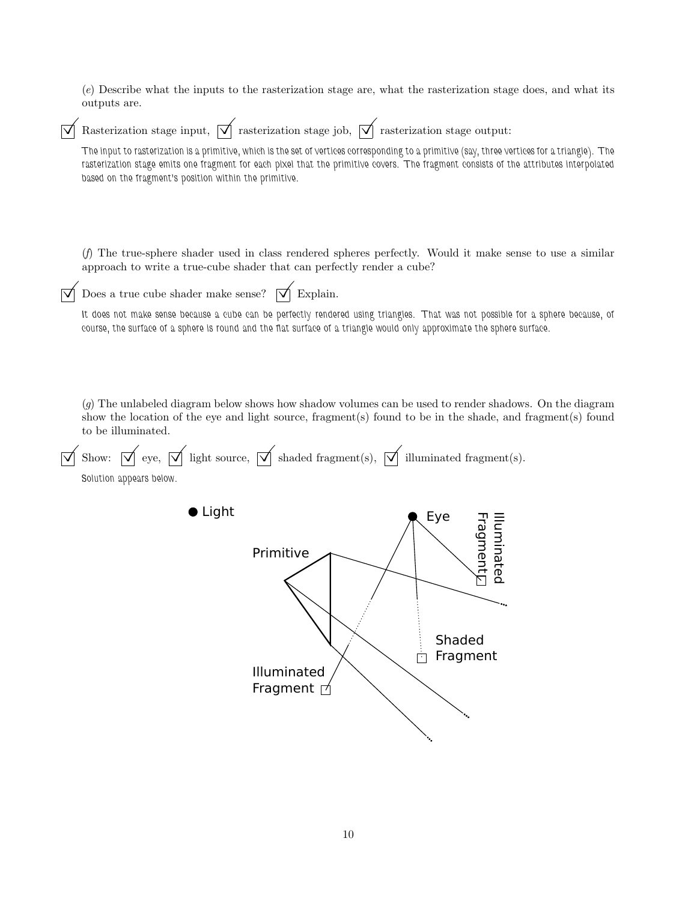(*e*) Describe what the inputs to the rasterization stage are, what the rasterization stage does, and what its outputs are.

☑ Rasterization stage input, ☑ rasterization stage job, ☑ rasterization stage output:

The input to rasterization is a primitive, which is the set of vertices corresponding to a primitive (say, three vertices for a triangle). The rasterization stage emits one fragment for each pixel that the primitive covers. The fragment consists of the attributes interpolated based on the fragment's position within the primitive.

(*f*) The true-sphere shader used in class rendered spheres perfectly. Would it make sense to use a similar approach to write a true-cube shader that can perfectly render a cube?

☑ Does a true cube shader make sense? ☑ Explain.

It does not make sense because a cube can be perfectly rendered using triangles. That was not possible for a sphere because, of course, the surface of a sphere is round and the flat surface of a triangle would only approximate the sphere surface.

(*g*) The unlabeled diagram below shows how shadow volumes can be used to render shadows. On the diagram show the location of the eye and light source, fragment(s) found to be in the shade, and fragment(s) found to be illuminated.

☑ Show: ☑ eye, ☑ light source, ☑ shaded fragment(s), ☑ illuminated fragment(s).

Solution appears below.

Light

Eye

Illuminated Fragment

Primitive

Shaded Fragment

Illuminated Fragment